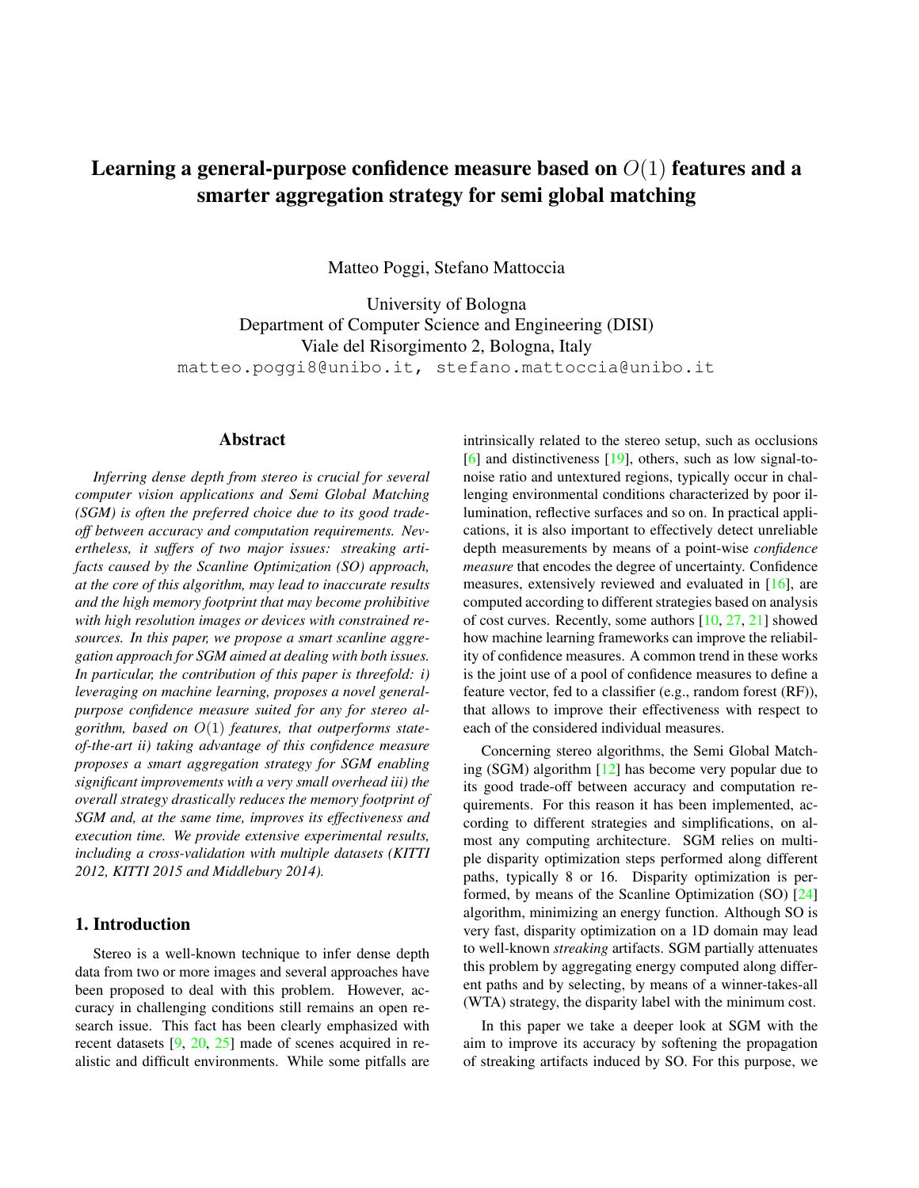# Learning a general-purpose confidence measure based on $O(1)$ features and a smarter aggregation strategy for semi global matching

Matteo Poggi, Stefano Mattoccia

University of Bologna
Department of Computer Science and Engineering (DISI)
Viale del Risorgimento 2, Bologna, Italy
matteo.poggi8@unibo.it, stefano.mattoccia@unibo.it

## Abstract

*Inferring dense depth from stereo is crucial for several computer vision applications and Semi Global Matching (SGM) is often the preferred choice due to its good trade-off between accuracy and computation requirements. Nevertheless, it suffers of two major issues: streaking artifacts caused by the Scanline Optimization (SO) approach, at the core of this algorithm, may lead to inaccurate results and the high memory footprint that may become prohibitive with high resolution images or devices with constrained resources. In this paper, we propose a smart scanline aggregation approach for SGM aimed at dealing with both issues. In particular, the contribution of this paper is threefold: i) leveraging on machine learning, proposes a novel general-purpose confidence measure suited for any for stereo algorithm, based on $O(1)$ features, that outperforms state-of-the-art ii) taking advantage of this confidence measure proposes a smart aggregation strategy for SGM enabling significant improvements with a very small overhead iii) the overall strategy drastically reduces the memory footprint of SGM and, at the same time, improves its effectiveness and execution time. We provide extensive experimental results, including a cross-validation with multiple datasets (KITTI 2012, KITTI 2015 and Middlebury 2014).*

## 1. Introduction

Stereo is a well-known technique to infer dense depth data from two or more images and several approaches have been proposed to deal with this problem. However, accuracy in challenging conditions still remains an open research issue. This fact has been clearly emphasized with recent datasets [9, 20, 25] made of scenes acquired in realistic and difficult environments. While some pitfalls are intrinsically related to the stereo setup, such as occlusions [6] and distinctiveness [19], others, such as low signal-to-noise ratio and untextured regions, typically occur in challenging environmental conditions characterized by poor illumination, reflective surfaces and so on. In practical applications, it is also important to effectively detect unreliable depth measurements by means of a point-wise *confidence measure* that encodes the degree of uncertainty. Confidence measures, extensively reviewed and evaluated in [16], are computed according to different strategies based on analysis of cost curves. Recently, some authors [10, 27, 21] showed how machine learning frameworks can improve the reliability of confidence measures. A common trend in these works is the joint use of a pool of confidence measures to define a feature vector, fed to a classifier (e.g., random forest (RF)), that allows to improve their effectiveness with respect to each of the considered individual measures.

Concerning stereo algorithms, the Semi Global Matching (SGM) algorithm [12] has become very popular due to its good trade-off between accuracy and computation requirements. For this reason it has been implemented, according to different strategies and simplifications, on almost any computing architecture. SGM relies on multiple disparity optimization steps performed along different paths, typically 8 or 16. Disparity optimization is performed, by means of the Scanline Optimization (SO) [24] algorithm, minimizing an energy function. Although SO is very fast, disparity optimization on a 1D domain may lead to well-known *streaking* artifacts. SGM partially attenuates this problem by aggregating energy computed along different paths and by selecting, by means of a winner-takes-all (WTA) strategy, the disparity label with the minimum cost.

In this paper we take a deeper look at SGM with the aim to improve its accuracy by softening the propagation of streaking artifacts induced by SO. For this purpose, we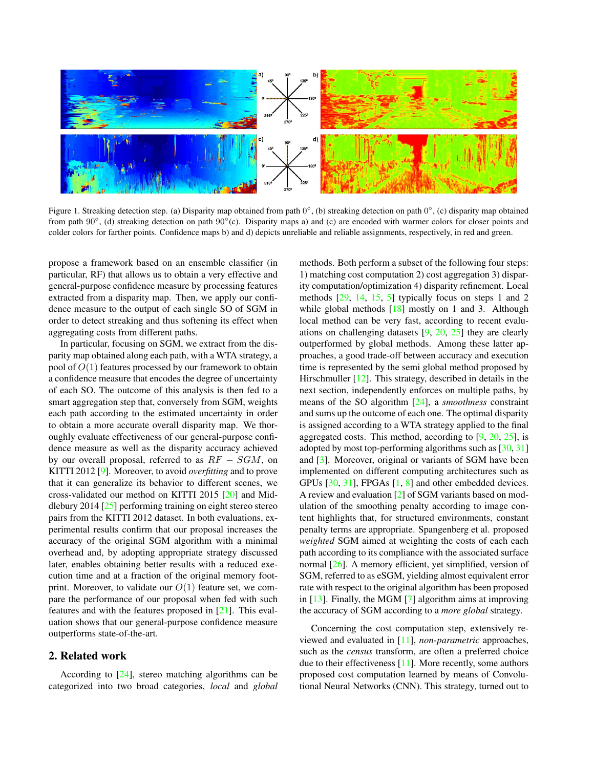Figure 1. Streaking detection step. (a) Disparity map obtained from path $0^\circ$, (b) streaking detection on path $0^\circ$, (c) disparity map obtained from path $90^\circ$, (d) streaking detection on path $90^\circ$(c). Disparity maps a) and (c) are encoded with warmer colors for closer points and colder colors for farther points. Confidence maps b) and d) depicts unreliable and reliable assignments, respectively, in red and green.

propose a framework based on an ensemble classifier (in particular, RF) that allows us to obtain a very effective and general-purpose confidence measure by processing features extracted from a disparity map. Then, we apply our confidence measure to the output of each single SO of SGM in order to detect streaking and thus softening its effect when aggregating costs from different paths.

In particular, focusing on SGM, we extract from the disparity map obtained along each path, with a WTA strategy, a pool of $O(1)$ features processed by our framework to obtain a confidence measure that encodes the degree of uncertainty of each SO. The outcome of this analysis is then fed to a smart aggregation step that, conversely from SGM, weights each path according to the estimated uncertainty in order to obtain a more accurate overall disparity map. We thoroughly evaluate effectiveness of our general-purpose confidence measure as well as the disparity accuracy achieved by our overall proposal, referred to as $RF - SGM$, on KITTI 2012 [9]. Moreover, to avoid *overfitting* and to prove that it can generalize its behavior to different scenes, we cross-validated our method on KITTI 2015 [20] and Middlebury 2014 [25] performing training on eight stereo stereo pairs from the KITTI 2012 dataset. In both evaluations, experimental results confirm that our proposal increases the accuracy of the original SGM algorithm with a minimal overhead and, by adopting appropriate strategy discussed later, enables obtaining better results with a reduced execution time and at a fraction of the original memory footprint. Moreover, to validate our $O(1)$ feature set, we compare the performance of our proposal when fed with such features and with the features proposed in [21]. This evaluation shows that our general-purpose confidence measure outperforms state-of-the-art.

## 2. Related work

According to [24], stereo matching algorithms can be categorized into two broad categories, *local* and *global* methods. Both perform a subset of the following four steps: 1) matching cost computation 2) cost aggregation 3) disparity computation/optimization 4) disparity refinement. Local methods [29, 14, 15, 5] typically focus on steps 1 and 2 while global methods [18] mostly on 1 and 3. Although local method can be very fast, according to recent evaluations on challenging datasets [9, 20, 25] they are clearly outperformed by global methods. Among these latter approaches, a good trade-off between accuracy and execution time is represented by the semi global method proposed by Hirschmuller [12]. This strategy, described in details in the next section, independently enforces on multiple paths, by means of the SO algorithm [24], a *smoothness* constraint and sums up the outcome of each one. The optimal disparity is assigned according to a WTA strategy applied to the final aggregated costs. This method, according to [9, 20, 25], is adopted by most top-performing algorithms such as [30, 31] and [3]. Moreover, original or variants of SGM have been implemented on different computing architectures such as GPUs [30, 31], FPGAs [1, 8] and other embedded devices. A review and evaluation [2] of SGM variants based on modulation of the smoothing penalty according to image content highlights that, for structured environments, constant penalty terms are appropriate. Spangenberg et al. proposed *weighted* SGM aimed at weighting the costs of each each path according to its compliance with the associated surface normal [26]. A memory efficient, yet simplified, version of SGM, referred to as eSGM, yielding almost equivalent error rate with respect to the original algorithm has been proposed in [13]. Finally, the MGM [7] algorithm aims at improving the accuracy of SGM according to a *more global* strategy.

Concerning the cost computation step, extensively reviewed and evaluated in [11], *non-parametric* approaches, such as the *census* transform, are often a preferred choice due to their effectiveness [11]. More recently, some authors proposed cost computation learned by means of Convolutional Neural Networks (CNN). This strategy, turned out to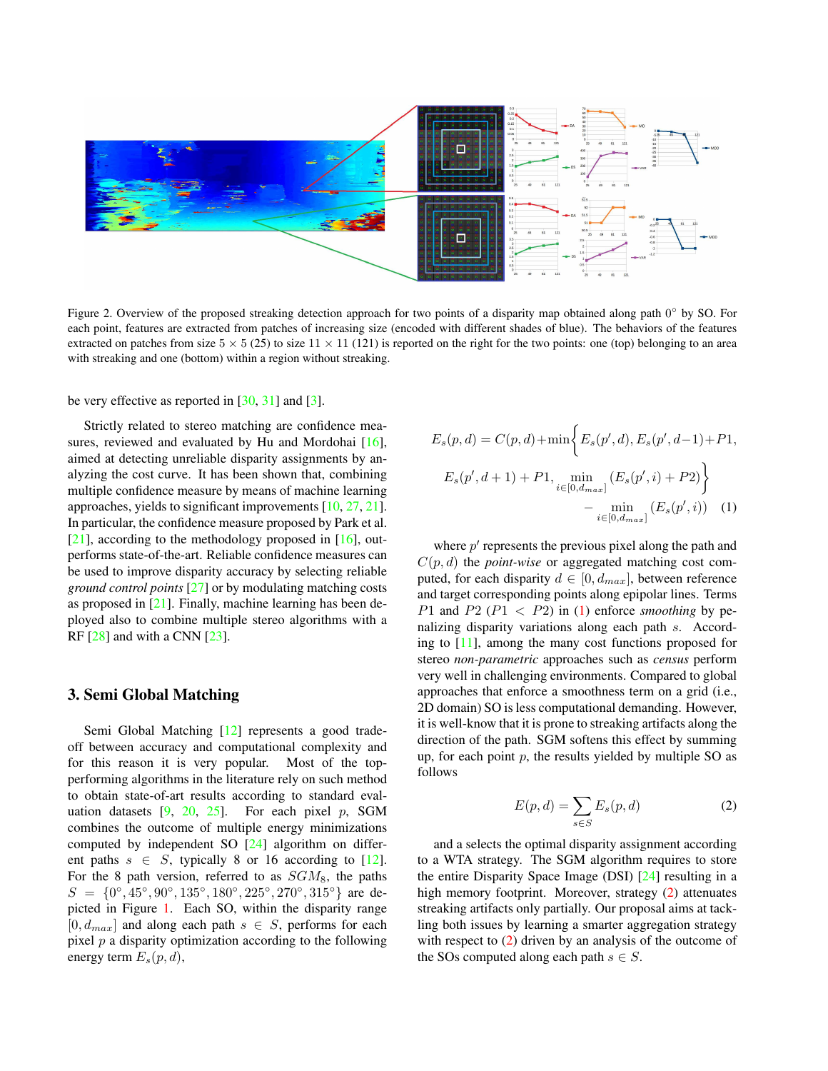Figure 2. Overview of the proposed streaking detection approach for two points of a disparity map obtained along path 0° by SO. For each point, features are extracted from patches of increasing size (encoded with different shades of blue). The behaviors of the features extracted on patches from size $5 \times 5$ (25) to size $11 \times 11$ (121) is reported on the right for the two points: one (top) belonging to an area with streaking and one (bottom) within a region without streaking.

be very effective as reported in [30, 31] and [3].

Strictly related to stereo matching are confidence measures, reviewed and evaluated by Hu and Mordohai [16], aimed at detecting unreliable disparity assignments by analyzing the cost curve. It has been shown that, combining multiple confidence measure by means of machine learning approaches, yields to significant improvements [10, 27, 21]. In particular, the confidence measure proposed by Park et al. [21], according to the methodology proposed in [16], outperforms state-of-the-art. Reliable confidence measures can be used to improve disparity accuracy by selecting reliable *ground control points* [27] or by modulating matching costs as proposed in [21]. Finally, machine learning has been deployed also to combine multiple stereo algorithms with a RF [28] and with a CNN [23].

## 3. Semi Global Matching

Semi Global Matching [12] represents a good trade-off between accuracy and computational complexity and for this reason it is very popular. Most of the top-performing algorithms in the literature rely on such method to obtain state-of-art results according to standard evaluation datasets [9, 20, 25]. For each pixel $p$, SGM combines the outcome of multiple energy minimizations computed by independent SO [24] algorithm on different paths $s \in S$, typically 8 or 16 according to [12]. For the 8 path version, referred to as $SGM_8$, the paths $S = \{0°, 45°, 90°, 135°, 180°, 225°, 270°, 315°\}$ are depicted in Figure 1. Each SO, within the disparity range $[0, d_{max}]$ and along each path $s \in S$, performs for each pixel $p$ a disparity optimization according to the following energy term $E_s(p, d)$,

$$E_s(p,d) = C(p,d) + \min\Big\{E_s(p',d), E_s(p',d-1)+P1, E_s(p',d+1)+P1, \min_{i\in[0,d_{max}]}(E_s(p',i)+P2)\Big\} - \min_{i\in[0,d_{max}]}(E_s(p',i)) \quad (1)$$

where $p'$ represents the previous pixel along the path and $C(p,d)$ the *point-wise* or aggregated matching cost computed, for each disparity $d \in [0, d_{max}]$, between reference and target corresponding points along epipolar lines. Terms $P1$ and $P2$ ($P1 < P2$) in (1) enforce *smoothing* by penalizing disparity variations along each path $s$. According to [11], among the many cost functions proposed for stereo *non-parametric* approaches such as *census* perform very well in challenging environments. Compared to global approaches that enforce a smoothness term on a grid (i.e., 2D domain) SO is less computational demanding. However, it is well-know that it is prone to streaking artifacts along the direction of the path. SGM softens this effect by summing up, for each point $p$, the results yielded by multiple SO as follows

$$E(p,d) = \sum_{s\in S} E_s(p,d) \quad (2)$$

and a selects the optimal disparity assignment according to a WTA strategy. The SGM algorithm requires to store the entire Disparity Space Image (DSI) [24] resulting in a high memory footprint. Moreover, strategy (2) attenuates streaking artifacts only partially. Our proposal aims at tackling both issues by learning a smarter aggregation strategy with respect to (2) driven by an analysis of the outcome of the SOs computed along each path $s \in S$.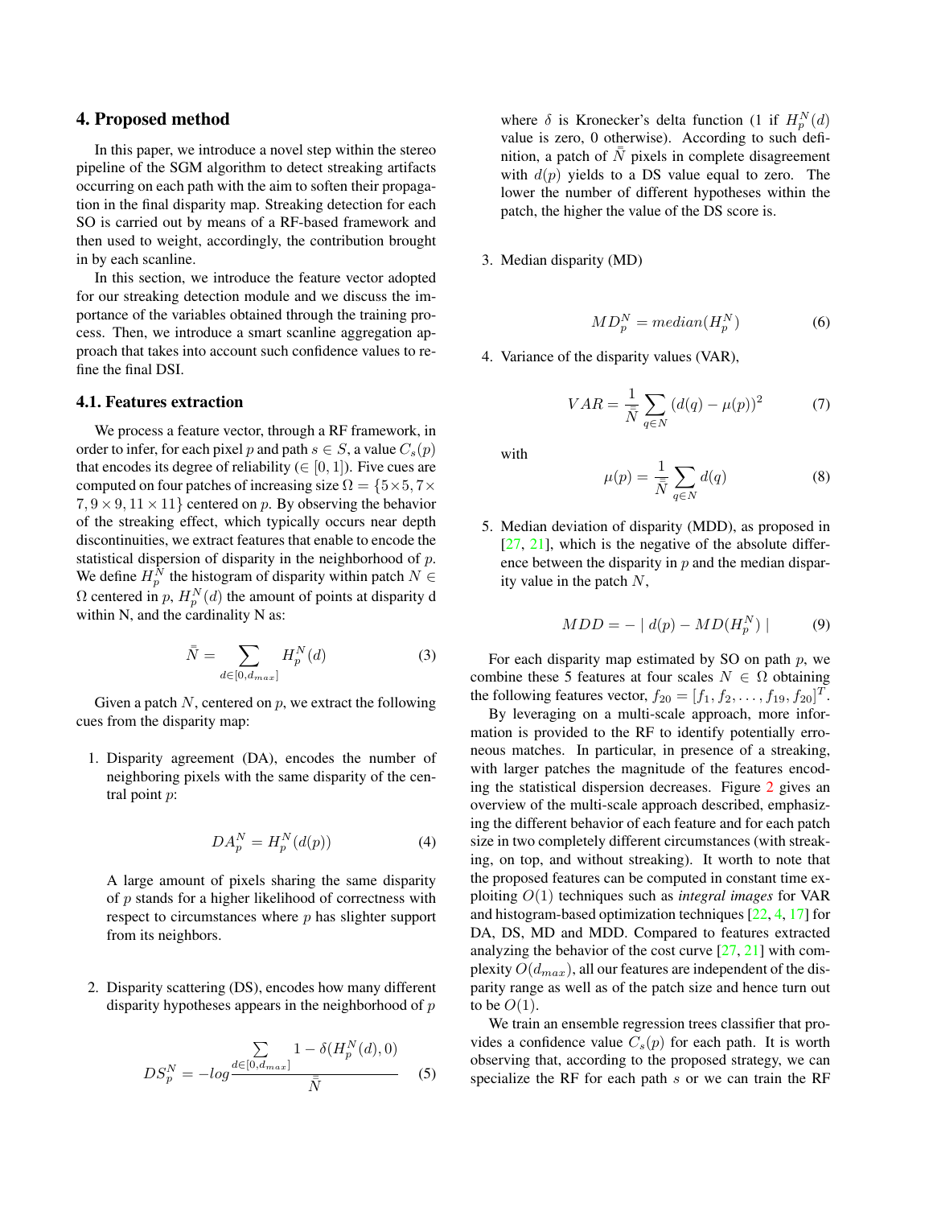## 4. Proposed method

In this paper, we introduce a novel step within the stereo pipeline of the SGM algorithm to detect streaking artifacts occurring on each path with the aim to soften their propagation in the final disparity map. Streaking detection for each SO is carried out by means of a RF-based framework and then used to weight, accordingly, the contribution brought in by each scanline.

In this section, we introduce the feature vector adopted for our streaking detection module and we discuss the importance of the variables obtained through the training process. Then, we introduce a smart scanline aggregation approach that takes into account such confidence values to refine the final DSI.

### 4.1. Features extraction

We process a feature vector, through a RF framework, in order to infer, for each pixel $p$ and path $s \in S$, a value $C_s(p)$ that encodes its degree of reliability ($\in [0, 1]$). Five cues are computed on four patches of increasing size $\Omega = \{5\times5, 7\times7, 9\times9, 11\times11\}$ centered on $p$. By observing the behavior of the streaking effect, which typically occurs near depth discontinuities, we extract features that enable to encode the statistical dispersion of disparity in the neighborhood of $p$. We define $H_p^N$ the histogram of disparity within patch $N \in \Omega$ centered in $p$, $H_p^N(d)$ the amount of points at disparity d within N, and the cardinality N as:

$$\bar{\bar{N}} = \sum_{d\in[0,d_{max}]} H_p^N(d) \tag{3}$$

Given a patch $N$, centered on $p$, we extract the following cues from the disparity map:

1. Disparity agreement (DA), encodes the number of neighboring pixels with the same disparity of the central point $p$:

$$DA_p^N = H_p^N(d(p)) \tag{4}$$

A large amount of pixels sharing the same disparity of $p$ stands for a higher likelihood of correctness with respect to circumstances where $p$ has slighter support from its neighbors.

2. Disparity scattering (DS), encodes how many different disparity hypotheses appears in the neighborhood of $p$

$$DS_p^N = -log \frac{\sum_{d\in[0,d_{max}]} 1 - \delta(H_p^N(d), 0)}{\bar{\bar{N}}} \tag{5}$$

where $\delta$ is Kronecker's delta function (1 if $H_p^N(d)$ value is zero, 0 otherwise). According to such definition, a patch of $\bar{\bar{N}}$ pixels in complete disagreement with $d(p)$ yields to a DS value equal to zero. The lower the number of different hypotheses within the patch, the higher the value of the DS score is.

3. Median disparity (MD)

$$MD_p^N = median(H_p^N) \tag{6}$$

4. Variance of the disparity values (VAR),

$$VAR = \frac{1}{\bar{\bar{N}}} \sum_{q\in N} (d(q) - \mu(p))^2 \tag{7}$$

with

$$\mu(p) = \frac{1}{\bar{\bar{N}}} \sum_{q\in N} d(q) \tag{8}$$

5. Median deviation of disparity (MDD), as proposed in [27, 21], which is the negative of the absolute difference between the disparity in $p$ and the median disparity value in the patch $N$,

$$MDD = - \mid d(p) - MD(H_p^N) \mid \tag{9}$$

For each disparity map estimated by SO on path $p$, we combine these 5 features at four scales $N \in \Omega$ obtaining the following features vector, $f_{20} = [f_1, f_2, \ldots, f_{19}, f_{20}]^T$.

By leveraging on a multi-scale approach, more information is provided to the RF to identify potentially erroneous matches. In particular, in presence of a streaking, with larger patches the magnitude of the features encoding the statistical dispersion decreases. Figure 2 gives an overview of the multi-scale approach described, emphasizing the different behavior of each feature and for each patch size in two completely different circumstances (with streaking, on top, and without streaking). It worth to note that the proposed features can be computed in constant time exploiting $O(1)$ techniques such as *integral images* for VAR and histogram-based optimization techniques [22, 4, 17] for DA, DS, MD and MDD. Compared to features extracted analyzing the behavior of the cost curve [27, 21] with complexity $O(d_{max})$, all our features are independent of the disparity range as well as of the patch size and hence turn out to be $O(1)$.

We train an ensemble regression trees classifier that provides a confidence value $C_s(p)$ for each path. It is worth observing that, according to the proposed strategy, we can specialize the RF for each path $s$ or we can train the RF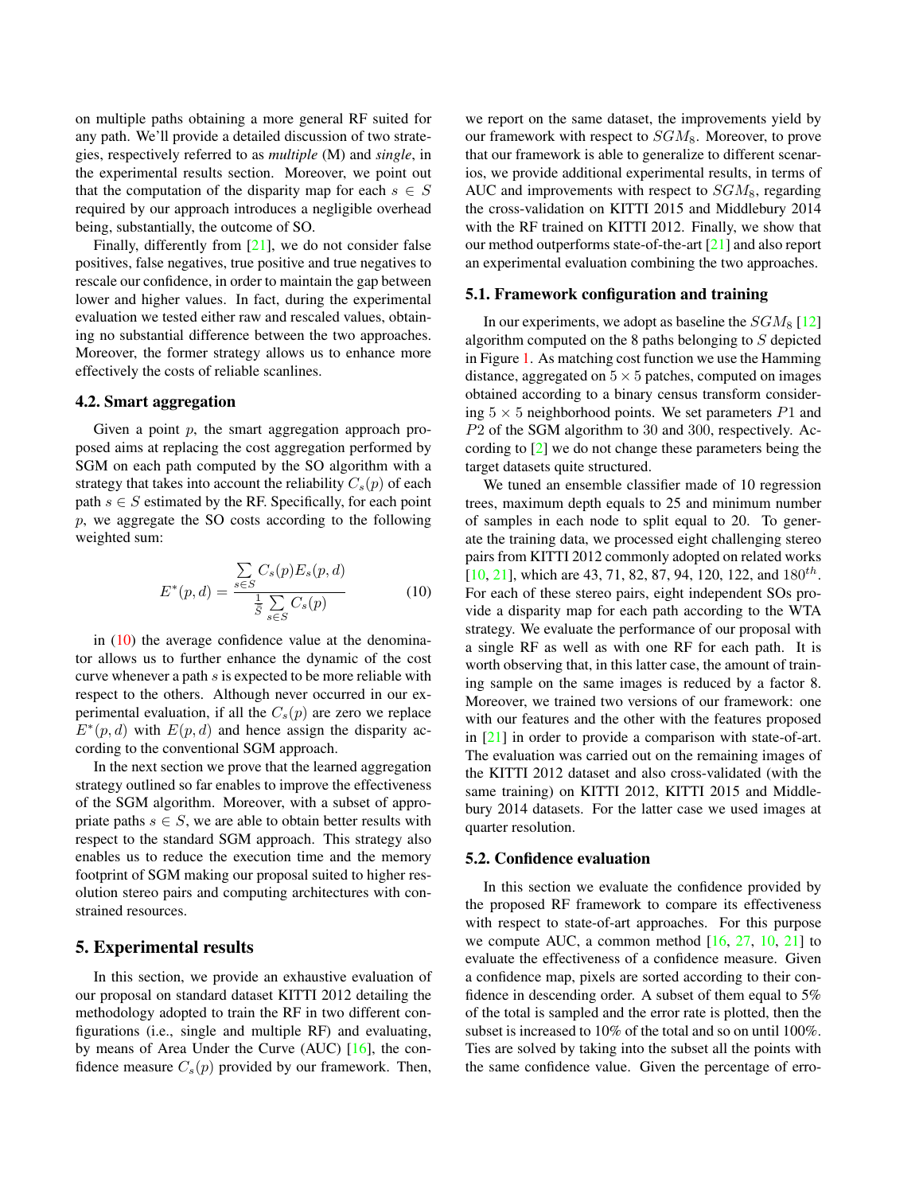on multiple paths obtaining a more general RF suited for any path. We'll provide a detailed discussion of two strategies, respectively referred to as *multiple* (M) and *single*, in the experimental results section. Moreover, we point out that the computation of the disparity map for each $s \in S$ required by our approach introduces a negligible overhead being, substantially, the outcome of SO.

Finally, differently from [21], we do not consider false positives, false negatives, true positive and true negatives to rescale our confidence, in order to maintain the gap between lower and higher values. In fact, during the experimental evaluation we tested either raw and rescaled values, obtaining no substantial difference between the two approaches. Moreover, the former strategy allows us to enhance more effectively the costs of reliable scanlines.

### 4.2. Smart aggregation

Given a point $p$, the smart aggregation approach proposed aims at replacing the cost aggregation performed by SGM on each path computed by the SO algorithm with a strategy that takes into account the reliability $C_s(p)$ of each path $s \in S$ estimated by the RF. Specifically, for each point $p$, we aggregate the SO costs according to the following weighted sum:

$$E^*(p,d) = \frac{\sum_{s \in S} C_s(p) E_s(p,d)}{\frac{1}{S} \sum_{s \in S} C_s(p)} \tag{10}$$

in (10) the average confidence value at the denominator allows us to further enhance the dynamic of the cost curve whenever a path $s$ is expected to be more reliable with respect to the others. Although never occurred in our experimental evaluation, if all the $C_s(p)$ are zero we replace $E^*(p,d)$ with $E(p,d)$ and hence assign the disparity according to the conventional SGM approach.

In the next section we prove that the learned aggregation strategy outlined so far enables to improve the effectiveness of the SGM algorithm. Moreover, with a subset of appropriate paths $s \in S$, we are able to obtain better results with respect to the standard SGM approach. This strategy also enables us to reduce the execution time and the memory footprint of SGM making our proposal suited to higher resolution stereo pairs and computing architectures with constrained resources.

## 5. Experimental results

In this section, we provide an exhaustive evaluation of our proposal on standard dataset KITTI 2012 detailing the methodology adopted to train the RF in two different configurations (i.e., single and multiple RF) and evaluating, by means of Area Under the Curve (AUC) [16], the confidence measure $C_s(p)$ provided by our framework. Then, we report on the same dataset, the improvements yield by our framework with respect to $SGM_8$. Moreover, to prove that our framework is able to generalize to different scenarios, we provide additional experimental results, in terms of AUC and improvements with respect to $SGM_8$, regarding the cross-validation on KITTI 2015 and Middlebury 2014 with the RF trained on KITTI 2012. Finally, we show that our method outperforms state-of-the-art [21] and also report an experimental evaluation combining the two approaches.

### 5.1. Framework configuration and training

In our experiments, we adopt as baseline the $SGM_8$ [12] algorithm computed on the 8 paths belonging to $S$ depicted in Figure 1. As matching cost function we use the Hamming distance, aggregated on $5 \times 5$ patches, computed on images obtained according to a binary census transform considering $5 \times 5$ neighborhood points. We set parameters $P1$ and $P2$ of the SGM algorithm to 30 and 300, respectively. According to [2] we do not change these parameters being the target datasets quite structured.

We tuned an ensemble classifier made of 10 regression trees, maximum depth equals to 25 and minimum number of samples in each node to split equal to 20. To generate the training data, we processed eight challenging stereo pairs from KITTI 2012 commonly adopted on related works [10, 21], which are 43, 71, 82, 87, 94, 120, 122, and $180^{th}$. For each of these stereo pairs, eight independent SOs provide a disparity map for each path according to the WTA strategy. We evaluate the performance of our proposal with a single RF as well as with one RF for each path. It is worth observing that, in this latter case, the amount of training sample on the same images is reduced by a factor 8. Moreover, we trained two versions of our framework: one with our features and the other with the features proposed in [21] in order to provide a comparison with state-of-art. The evaluation was carried out on the remaining images of the KITTI 2012 dataset and also cross-validated (with the same training) on KITTI 2012, KITTI 2015 and Middlebury 2014 datasets. For the latter case we used images at quarter resolution.

### 5.2. Confidence evaluation

In this section we evaluate the confidence provided by the proposed RF framework to compare its effectiveness with respect to state-of-art approaches. For this purpose we compute AUC, a common method [16, 27, 10, 21] to evaluate the effectiveness of a confidence measure. Given a confidence map, pixels are sorted according to their confidence in descending order. A subset of them equal to 5% of the total is sampled and the error rate is plotted, then the subset is increased to 10% of the total and so on until 100%. Ties are solved by taking into the subset all the points with the same confidence value. Given the percentage of erro-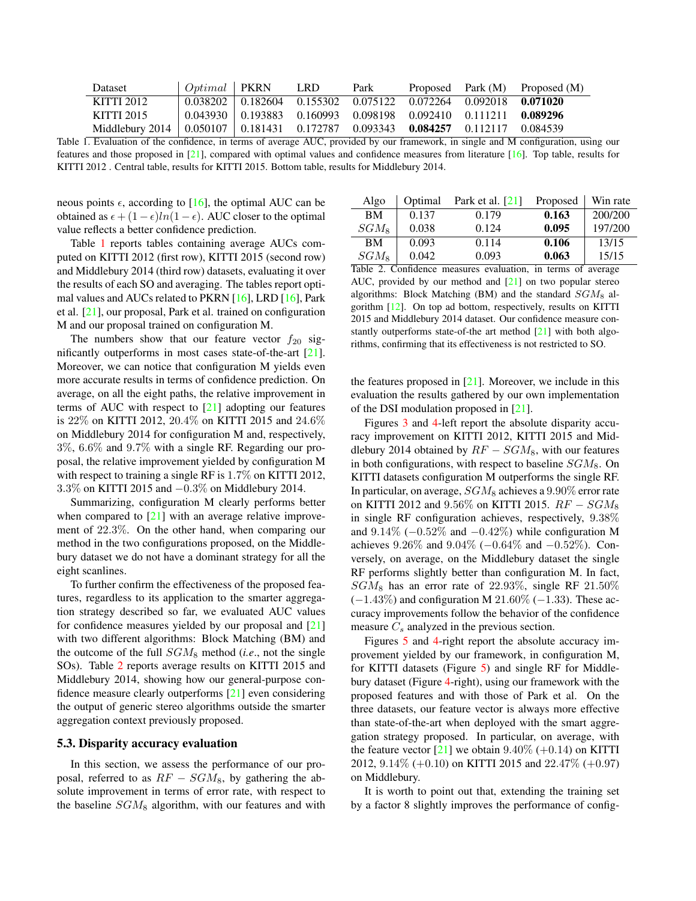| Dataset | $Optimal$ | PKRN | LRD | Park | Proposed | Park (M) | Proposed (M) |
|---|---|---|---|---|---|---|---|
| KITTI 2012 | 0.038202 | 0.182604 | 0.155302 | 0.075122 | 0.072264 | 0.092018 | **0.071020** |
| KITTI 2015 | 0.043930 | 0.193883 | 0.160993 | 0.098198 | 0.092410 | 0.111211 | **0.089296** |
| Middlebury 2014 | 0.050107 | 0.181431 | 0.172787 | 0.093343 | **0.084257** | 0.112117 | 0.084539 |

Table 1. Evaluation of the confidence, in terms of average AUC, provided by our framework, in single and M configuration, using our features and those proposed in [21], compared with optimal values and confidence measures from literature [16]. Top table, results for KITTI 2012 . Central table, results for KITTI 2015. Bottom table, results for Middlebury 2014.

neous points $\epsilon$, according to [16], the optimal AUC can be obtained as $\epsilon + (1-\epsilon)ln(1-\epsilon)$. AUC closer to the optimal value reflects a better confidence prediction.

Table 1 reports tables containing average AUCs computed on KITTI 2012 (first row), KITTI 2015 (second row) and Middlebury 2014 (third row) datasets, evaluating it over the results of each SO and averaging. The tables report optimal values and AUCs related to PKRN [16], LRD [16], Park et al. [21], our proposal, Park et al. trained on configuration M and our proposal trained on configuration M.

The numbers show that our feature vector $f_{20}$ significantly outperforms in most cases state-of-the-art [21]. Moreover, we can notice that configuration M yields even more accurate results in terms of confidence prediction. On average, on all the eight paths, the relative improvement in terms of AUC with respect to [21] adopting our features is 22% on KITTI 2012, 20.4% on KITTI 2015 and 24.6% on Middlebury 2014 for configuration M and, respectively, 3%, 6.6% and 9.7% with a single RF. Regarding our proposal, the relative improvement yielded by configuration M with respect to training a single RF is 1.7% on KITTI 2012, 3.3% on KITTI 2015 and −0.3% on Middlebury 2014.

Summarizing, configuration M clearly performs better when compared to [21] with an average relative improvement of 22.3%. On the other hand, when comparing our method in the two configurations proposed, on the Middlebury dataset we do not have a dominant strategy for all the eight scanlines.

To further confirm the effectiveness of the proposed features, regardless to its application to the smarter aggregation strategy described so far, we evaluated AUC values for confidence measures yielded by our proposal and [21] with two different algorithms: Block Matching (BM) and the outcome of the full $SGM_8$ method (*i.e.*, not the single SOs). Table 2 reports average results on KITTI 2015 and Middlebury 2014, showing how our general-purpose confidence measure clearly outperforms [21] even considering the output of generic stereo algorithms outside the smarter aggregation context previously proposed.

### 5.3. Disparity accuracy evaluation

In this section, we assess the performance of our proposal, referred to as $RF-SGM_8$, by gathering the absolute improvement in terms of error rate, with respect to the baseline $SGM_8$ algorithm, with our features and with the features proposed in [21]. Moreover, we include in this evaluation the results gathered by our own implementation of the DSI modulation proposed in [21].

| Algo | Optimal | Park et al. [21] | Proposed | Win rate |
|---|---|---|---|---|
| BM | 0.137 | 0.179 | **0.163** | 200/200 |
| $SGM_8$ | 0.038 | 0.124 | **0.095** | 197/200 |
| BM | 0.093 | 0.114 | **0.106** | 13/15 |
| $SGM_8$ | 0.042 | 0.093 | **0.063** | 15/15 |

Table 2. Confidence measures evaluation, in terms of average AUC, provided by our method and [21] on two popular stereo algorithms: Block Matching (BM) and the standard $SGM_8$ algorithm [12]. On top ad bottom, respectively, results on KITTI 2015 and Middlebury 2014 dataset. Our confidence measure constantly outperforms state-of-the art method [21] with both algorithms, confirming that its effectiveness is not restricted to SO.

Figures 3 and 4-left report the absolute disparity accuracy improvement on KITTI 2012, KITTI 2015 and Middlebury 2014 obtained by $RF-SGM_8$, with our features in both configurations, with respect to baseline $SGM_8$. On KITTI datasets configuration M outperforms the single RF. In particular, on average, $SGM_8$ achieves a 9.90% error rate on KITTI 2012 and 9.56% on KITTI 2015. $RF-SGM_8$ in single RF configuration achieves, respectively, 9.38% and 9.14% (−0.52% and −0.42%) while configuration M achieves 9.26% and 9.04% (−0.64% and −0.52%). Conversely, on average, on the Middlebury dataset the single RF performs slightly better than configuration M. In fact, $SGM_8$ has an error rate of 22.93%, single RF 21.50% (−1.43%) and configuration M 21.60% (−1.33). These accuracy improvements follow the behavior of the confidence measure $C_s$ analyzed in the previous section.

Figures 5 and 4-right report the absolute accuracy improvement yielded by our framework, in configuration M, for KITTI datasets (Figure 5) and single RF for Middlebury dataset (Figure 4-right), using our framework with the proposed features and with those of Park et al. On the three datasets, our feature vector is always more effective than state-of-the-art when deployed with the smart aggregation strategy proposed. In particular, on average, with the feature vector [21] we obtain 9.40% (+0.14) on KITTI 2012, 9.14% (+0.10) on KITTI 2015 and 22.47% (+0.97) on Middlebury.

It is worth to point out that, extending the training set by a factor 8 slightly improves the performance of config-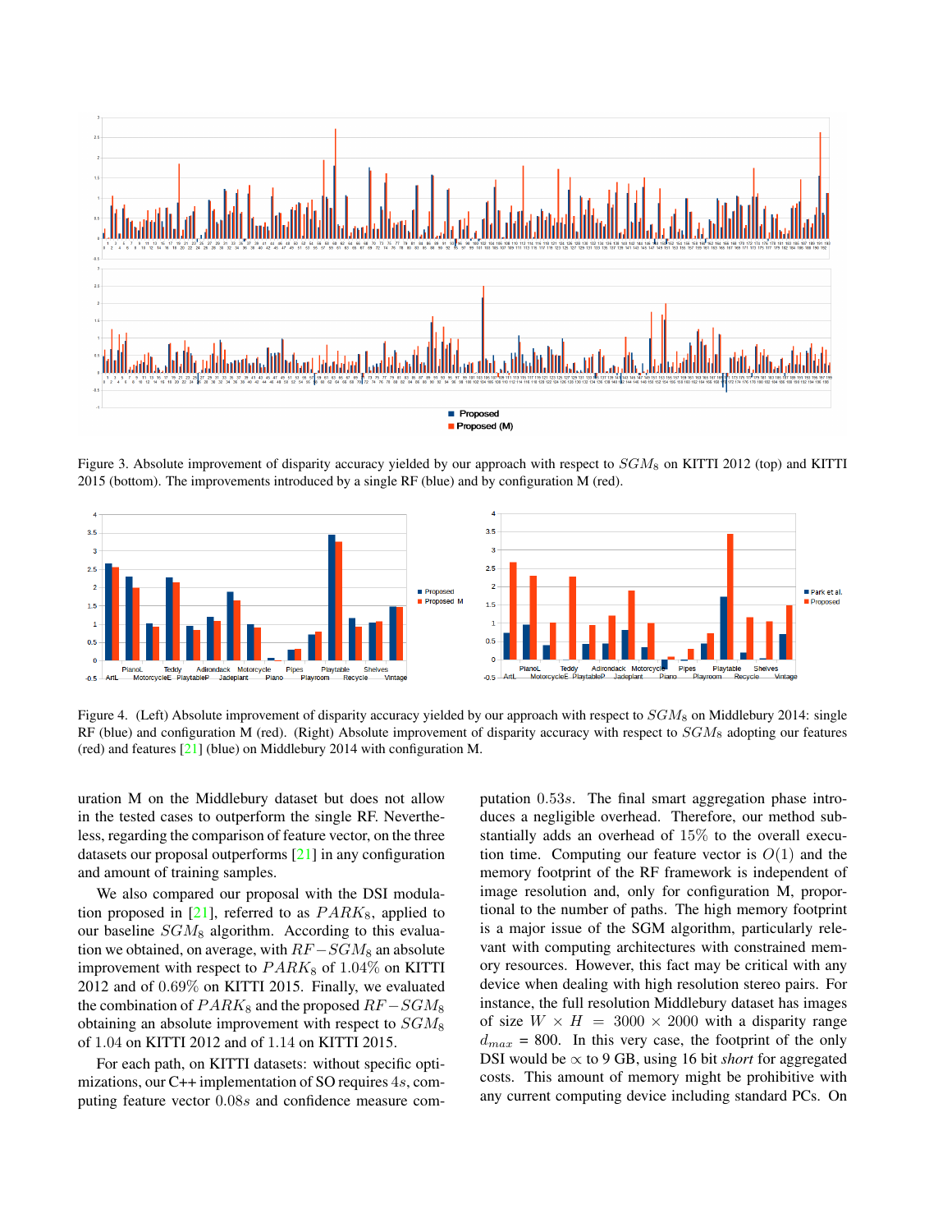Figure 3. Absolute improvement of disparity accuracy yielded by our approach with respect to $SGM_8$ on KITTI 2012 (top) and KITTI 2015 (bottom). The improvements introduced by a single RF (blue) and by configuration M (red).

Figure 4. (Left) Absolute improvement of disparity accuracy yielded by our approach with respect to $SGM_8$ on Middlebury 2014: single RF (blue) and configuration M (red). (Right) Absolute improvement of disparity accuracy with respect to $SGM_8$ adopting our features (red) and features [21] (blue) on Middlebury 2014 with configuration M.

uration M on the Middlebury dataset but does not allow in the tested cases to outperform the single RF. Nevertheless, regarding the comparison of feature vector, on the three datasets our proposal outperforms [21] in any configuration and amount of training samples.

We also compared our proposal with the DSI modulation proposed in [21], referred to as $PARK_8$, applied to our baseline $SGM_8$ algorithm. According to this evaluation we obtained, on average, with $RF-SGM_8$ an absolute improvement with respect to $PARK_8$ of $1.04\%$ on KITTI 2012 and of $0.69\%$ on KITTI 2015. Finally, we evaluated the combination of $PARK_8$ and the proposed $RF-SGM_8$ obtaining an absolute improvement with respect to $SGM_8$ of 1.04 on KITTI 2012 and of 1.14 on KITTI 2015.

For each path, on KITTI datasets: without specific optimizations, our C++ implementation of SO requires $4s$, computing feature vector $0.08s$ and confidence measure computation $0.53s$. The final smart aggregation phase introduces a negligible overhead. Therefore, our method substantially adds an overhead of $15\%$ to the overall execution time. Computing our feature vector is $O(1)$ and the memory footprint of the RF framework is independent of image resolution and, only for configuration M, proportional to the number of paths. The high memory footprint is a major issue of the SGM algorithm, particularly relevant with computing architectures with constrained memory resources. However, this fact may be critical with any device when dealing with high resolution stereo pairs. For instance, the full resolution Middlebury dataset has images of size $W \times H = 3000 \times 2000$ with a disparity range $d_{max}$ = 800. In this very case, the footprint of the only DSI would be $\propto$ to 9 GB, using 16 bit *short* for aggregated costs. This amount of memory might be prohibitive with any current computing device including standard PCs. On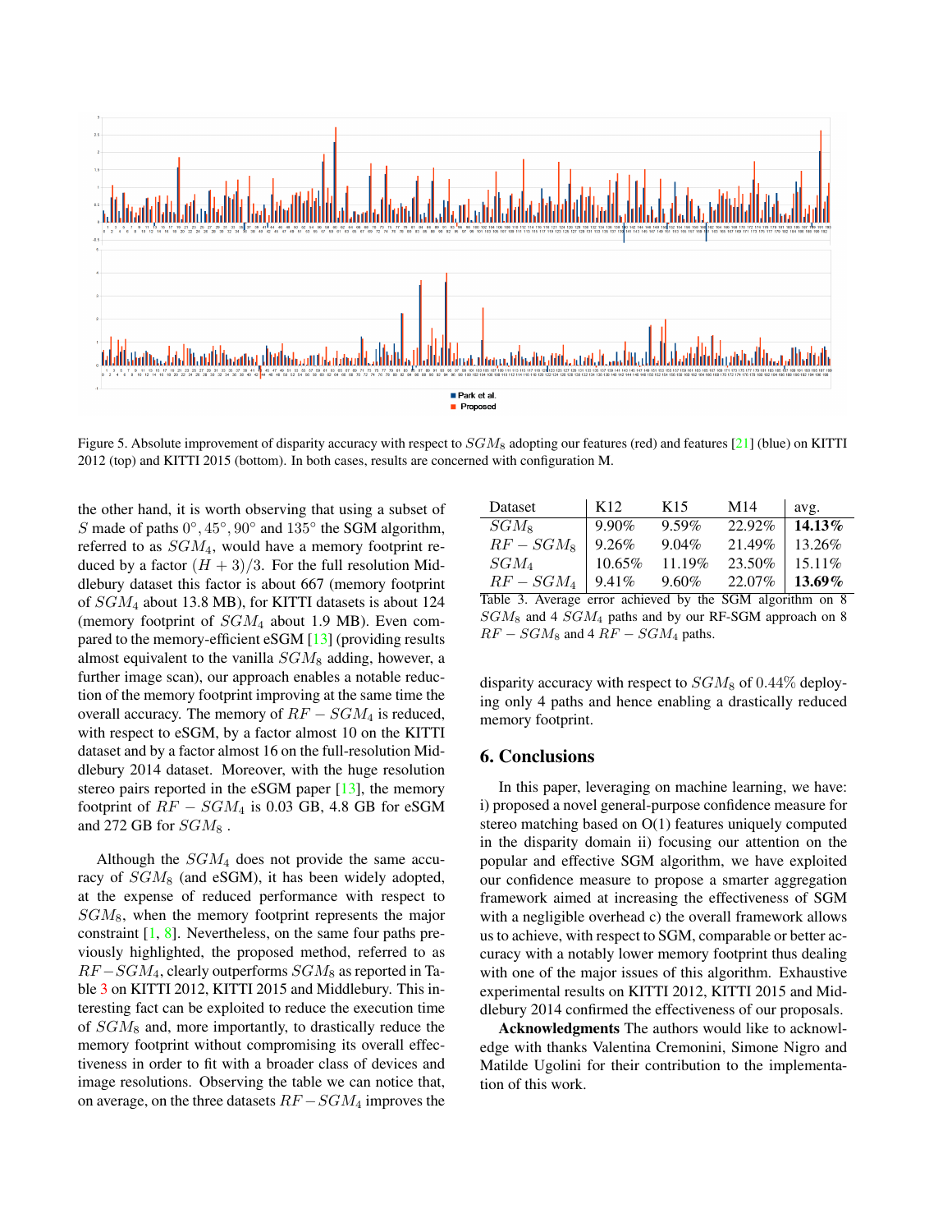Figure 5. Absolute improvement of disparity accuracy with respect to $SGM_8$ adopting our features (red) and features [21] (blue) on KITTI 2012 (top) and KITTI 2015 (bottom). In both cases, results are concerned with configuration M.

the other hand, it is worth observing that using a subset of $S$ made of paths $0°, 45°, 90°$ and $135°$ the SGM algorithm, referred to as $SGM_4$, would have a memory footprint reduced by a factor $(H+3)/3$. For the full resolution Middlebury dataset this factor is about 667 (memory footprint of $SGM_4$ about 13.8 MB), for KITTI datasets is about 124 (memory footprint of $SGM_4$ about 1.9 MB). Even compared to the memory-efficient eSGM [13] (providing results almost equivalent to the vanilla $SGM_8$ adding, however, a further image scan), our approach enables a notable reduction of the memory footprint improving at the same time the overall accuracy. The memory of $RF-SGM_4$ is reduced, with respect to eSGM, by a factor almost 10 on the KITTI dataset and by a factor almost 16 on the full-resolution Middlebury 2014 dataset. Moreover, with the huge resolution stereo pairs reported in the eSGM paper [13], the memory footprint of $RF-SGM_4$ is 0.03 GB, 4.8 GB for eSGM and 272 GB for $SGM_8$ .

Although the $SGM_4$ does not provide the same accuracy of $SGM_8$ (and eSGM), it has been widely adopted, at the expense of reduced performance with respect to $SGM_8$, when the memory footprint represents the major constraint [1, 8]. Nevertheless, on the same four paths previously highlighted, the proposed method, referred to as $RF-SGM_4$, clearly outperforms $SGM_8$ as reported in Table 3 on KITTI 2012, KITTI 2015 and Middlebury. This interesting fact can be exploited to reduce the execution time of $SGM_8$ and, more importantly, to drastically reduce the memory footprint without compromising its overall effectiveness in order to fit with a broader class of devices and image resolutions. Observing the table we can notice that, on average, on the three datasets $RF-SGM_4$ improves the disparity accuracy with respect to $SGM_8$ of 0.44% deploying only 4 paths and hence enabling a drastically reduced memory footprint.

| Dataset | K12 | K15 | M14 | avg. |
|---|---|---|---|---|
| $SGM_8$ | 9.90% | 9.59% | 22.92% | **14.13%** |
| $RF-SGM_8$ | 9.26% | 9.04% | 21.49% | 13.26% |
| $SGM_4$ | 10.65% | 11.19% | 23.50% | 15.11% |
| $RF-SGM_4$ | 9.41% | 9.60% | 22.07% | **13.69%** |

Table 3. Average error achieved by the SGM algorithm on 8 $SGM_8$ and 4 $SGM_4$ paths and by our RF-SGM approach on 8 $RF-SGM_8$ and 4 $RF-SGM_4$ paths.

## 6. Conclusions

In this paper, leveraging on machine learning, we have: i) proposed a novel general-purpose confidence measure for stereo matching based on O(1) features uniquely computed in the disparity domain ii) focusing our attention on the popular and effective SGM algorithm, we have exploited our confidence measure to propose a smarter aggregation framework aimed at increasing the effectiveness of SGM with a negligible overhead c) the overall framework allows us to achieve, with respect to SGM, comparable or better accuracy with a notably lower memory footprint thus dealing with one of the major issues of this algorithm. Exhaustive experimental results on KITTI 2012, KITTI 2015 and Middlebury 2014 confirmed the effectiveness of our proposals.

**Acknowledgments** The authors would like to acknowledge with thanks Valentina Cremonini, Simone Nigro and Matilde Ugolini for their contribution to the implementation of this work.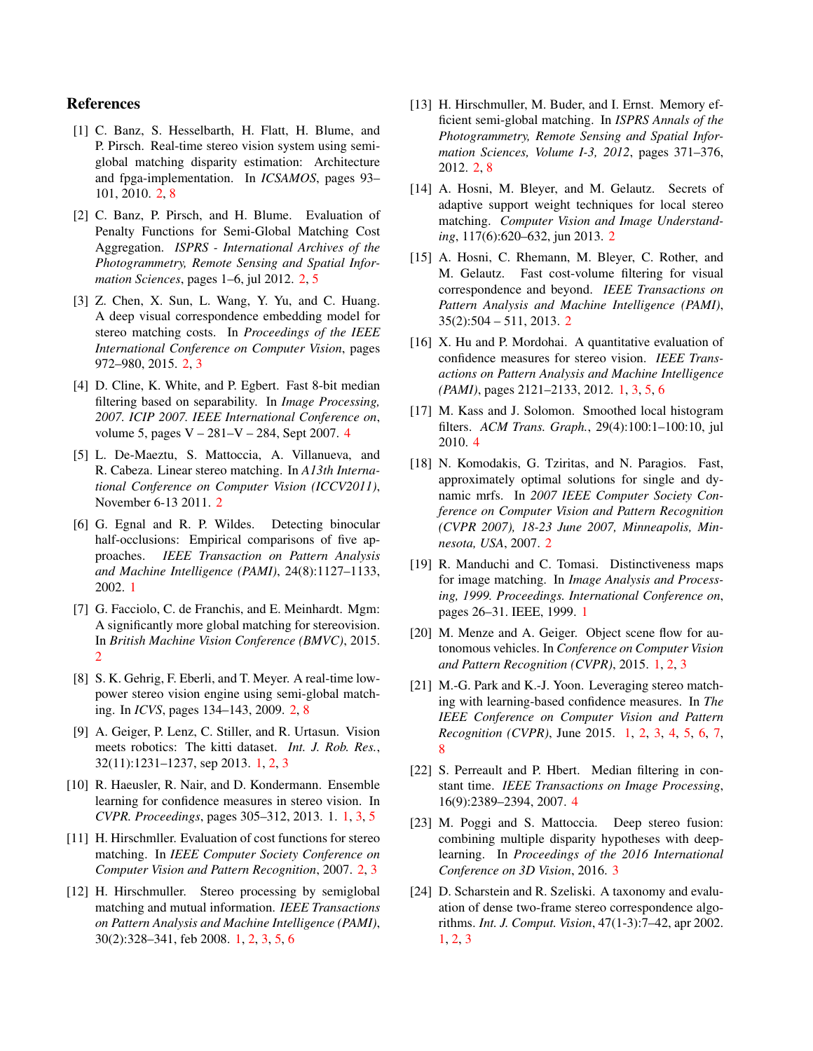## References

[1] C. Banz, S. Hesselbarth, H. Flatt, H. Blume, and P. Pirsch. Real-time stereo vision system using semi-global matching disparity estimation: Architecture and fpga-implementation. In *ICSAMOS*, pages 93–101, 2010. 2, 8

[2] C. Banz, P. Pirsch, and H. Blume. Evaluation of Penalty Functions for Semi-Global Matching Cost Aggregation. *ISPRS - International Archives of the Photogrammetry, Remote Sensing and Spatial Information Sciences*, pages 1–6, jul 2012. 2, 5

[3] Z. Chen, X. Sun, L. Wang, Y. Yu, and C. Huang. A deep visual correspondence embedding model for stereo matching costs. In *Proceedings of the IEEE International Conference on Computer Vision*, pages 972–980, 2015. 2, 3

[4] D. Cline, K. White, and P. Egbert. Fast 8-bit median filtering based on separability. In *Image Processing, 2007. ICIP 2007. IEEE International Conference on*, volume 5, pages V – 281–V – 284, Sept 2007. 4

[5] L. De-Maeztu, S. Mattoccia, A. Villanueva, and R. Cabeza. Linear stereo matching. In *A13th International Conference on Computer Vision (ICCV2011)*, November 6-13 2011. 2

[6] G. Egnal and R. P. Wildes. Detecting binocular half-occlusions: Empirical comparisons of five approaches. *IEEE Transaction on Pattern Analysis and Machine Intelligence (PAMI)*, 24(8):1127–1133, 2002. 1

[7] G. Facciolo, C. de Franchis, and E. Meinhardt. Mgm: A significantly more global matching for stereovision. In *British Machine Vision Conference (BMVC)*, 2015. 2

[8] S. K. Gehrig, F. Eberli, and T. Meyer. A real-time low-power stereo vision engine using semi-global matching. In *ICVS*, pages 134–143, 2009. 2, 8

[9] A. Geiger, P. Lenz, C. Stiller, and R. Urtasun. Vision meets robotics: The kitti dataset. *Int. J. Rob. Res.*, 32(11):1231–1237, sep 2013. 1, 2, 3

[10] R. Haeusler, R. Nair, and D. Kondermann. Ensemble learning for confidence measures in stereo vision. In *CVPR. Proceedings*, pages 305–312, 2013. 1. 1, 3, 5

[11] H. Hirschmller. Evaluation of cost functions for stereo matching. In *IEEE Computer Society Conference on Computer Vision and Pattern Recognition*, 2007. 2, 3

[12] H. Hirschmuller. Stereo processing by semiglobal matching and mutual information. *IEEE Transactions on Pattern Analysis and Machine Intelligence (PAMI)*, 30(2):328–341, feb 2008. 1, 2, 3, 5, 6

[13] H. Hirschmuller, M. Buder, and I. Ernst. Memory efficient semi-global matching. In *ISPRS Annals of the Photogrammetry, Remote Sensing and Spatial Information Sciences, Volume I-3, 2012*, pages 371–376, 2012. 2, 8

[14] A. Hosni, M. Bleyer, and M. Gelautz. Secrets of adaptive support weight techniques for local stereo matching. *Computer Vision and Image Understanding*, 117(6):620–632, jun 2013. 2

[15] A. Hosni, C. Rhemann, M. Bleyer, C. Rother, and M. Gelautz. Fast cost-volume filtering for visual correspondence and beyond. *IEEE Transactions on Pattern Analysis and Machine Intelligence (PAMI)*, 35(2):504 – 511, 2013. 2

[16] X. Hu and P. Mordohai. A quantitative evaluation of confidence measures for stereo vision. *IEEE Transactions on Pattern Analysis and Machine Intelligence (PAMI)*, pages 2121–2133, 2012. 1, 3, 5, 6

[17] M. Kass and J. Solomon. Smoothed local histogram filters. *ACM Trans. Graph.*, 29(4):100:1–100:10, jul 2010. 4

[18] N. Komodakis, G. Tziritas, and N. Paragios. Fast, approximately optimal solutions for single and dynamic mrfs. In *2007 IEEE Computer Society Conference on Computer Vision and Pattern Recognition (CVPR 2007), 18-23 June 2007, Minneapolis, Minnesota, USA*, 2007. 2

[19] R. Manduchi and C. Tomasi. Distinctiveness maps for image matching. In *Image Analysis and Processing, 1999. Proceedings. International Conference on*, pages 26–31. IEEE, 1999. 1

[20] M. Menze and A. Geiger. Object scene flow for autonomous vehicles. In *Conference on Computer Vision and Pattern Recognition (CVPR)*, 2015. 1, 2, 3

[21] M.-G. Park and K.-J. Yoon. Leveraging stereo matching with learning-based confidence measures. In *The IEEE Conference on Computer Vision and Pattern Recognition (CVPR)*, June 2015. 1, 2, 3, 4, 5, 6, 7, 8

[22] S. Perreault and P. Hbert. Median filtering in constant time. *IEEE Transactions on Image Processing*, 16(9):2389–2394, 2007. 4

[23] M. Poggi and S. Mattoccia. Deep stereo fusion: combining multiple disparity hypotheses with deep-learning. In *Proceedings of the 2016 International Conference on 3D Vision*, 2016. 3

[24] D. Scharstein and R. Szeliski. A taxonomy and evaluation of dense two-frame stereo correspondence algorithms. *Int. J. Comput. Vision*, 47(1-3):7–42, apr 2002. 1, 2, 3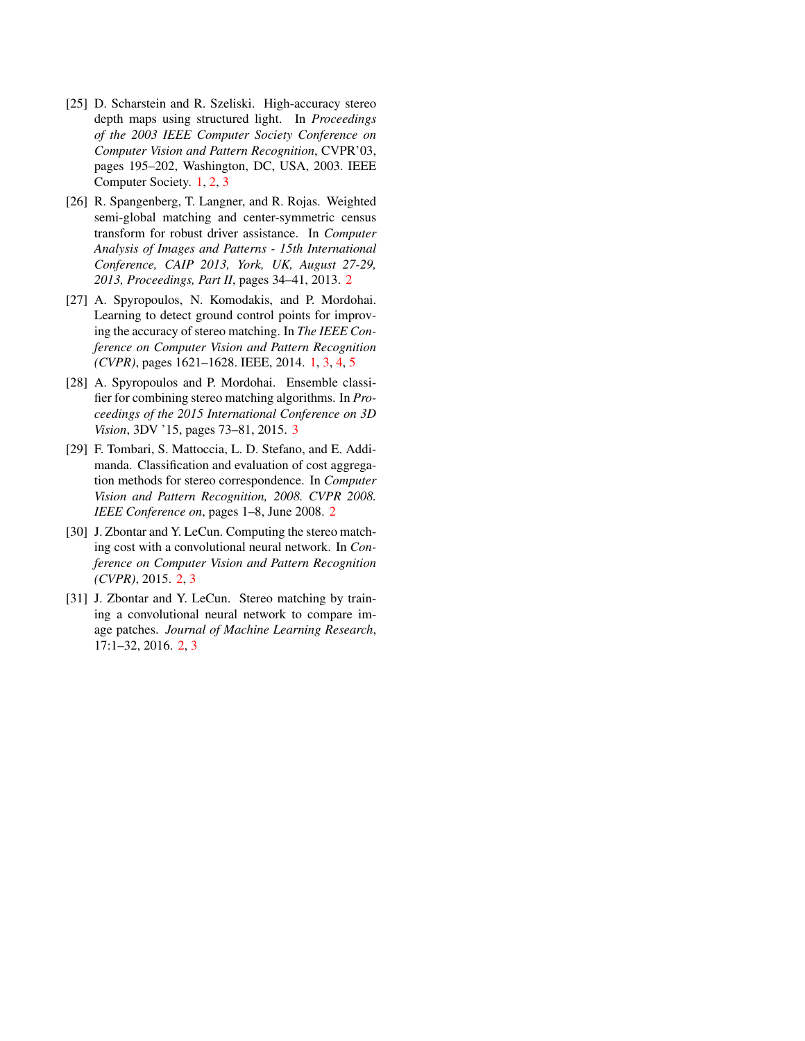[25] D. Scharstein and R. Szeliski. High-accuracy stereo depth maps using structured light. In *Proceedings of the 2003 IEEE Computer Society Conference on Computer Vision and Pattern Recognition*, CVPR'03, pages 195–202, Washington, DC, USA, 2003. IEEE Computer Society. 1, 2, 3

[26] R. Spangenberg, T. Langner, and R. Rojas. Weighted semi-global matching and center-symmetric census transform for robust driver assistance. In *Computer Analysis of Images and Patterns - 15th International Conference, CAIP 2013, York, UK, August 27-29, 2013, Proceedings, Part II*, pages 34–41, 2013. 2

[27] A. Spyropoulos, N. Komodakis, and P. Mordohai. Learning to detect ground control points for improving the accuracy of stereo matching. In *The IEEE Conference on Computer Vision and Pattern Recognition (CVPR)*, pages 1621–1628. IEEE, 2014. 1, 3, 4, 5

[28] A. Spyropoulos and P. Mordohai. Ensemble classifier for combining stereo matching algorithms. In *Proceedings of the 2015 International Conference on 3D Vision*, 3DV '15, pages 73–81, 2015. 3

[29] F. Tombari, S. Mattoccia, L. D. Stefano, and E. Addimanda. Classification and evaluation of cost aggregation methods for stereo correspondence. In *Computer Vision and Pattern Recognition, 2008. CVPR 2008. IEEE Conference on*, pages 1–8, June 2008. 2

[30] J. Zbontar and Y. LeCun. Computing the stereo matching cost with a convolutional neural network. In *Conference on Computer Vision and Pattern Recognition (CVPR)*, 2015. 2, 3

[31] J. Zbontar and Y. LeCun. Stereo matching by training a convolutional neural network to compare image patches. *Journal of Machine Learning Research*, 17:1–32, 2016. 2, 3